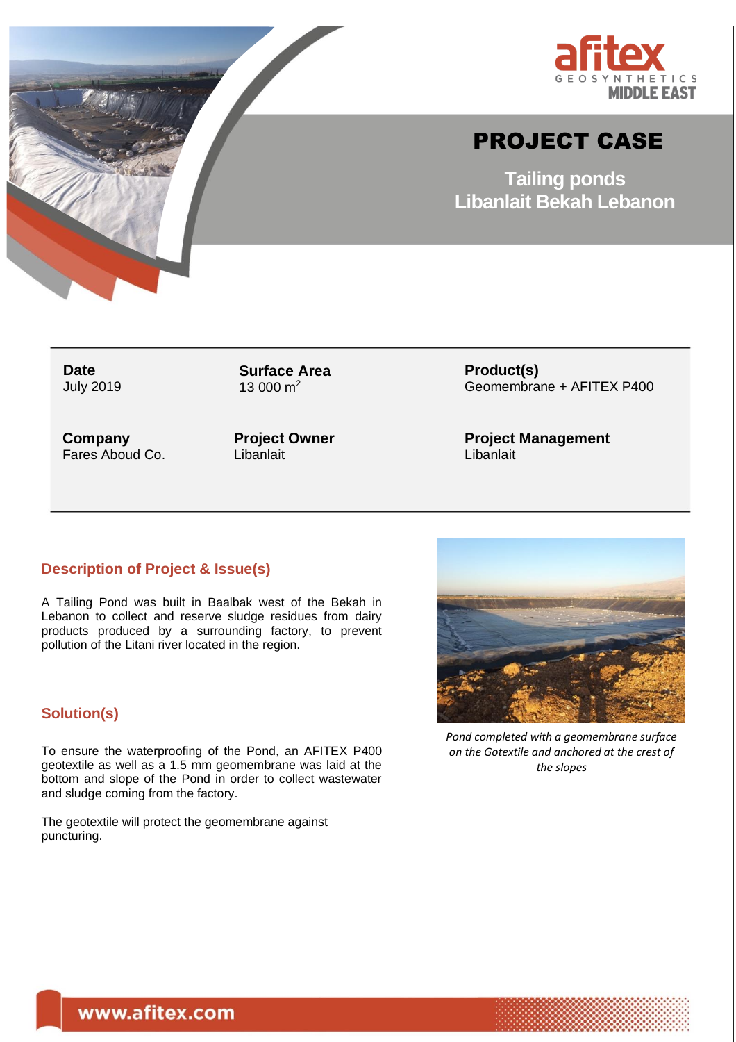afitex GEOSYNTHETICS MIDDLE EAST

# PROJECT CASE

## Tailing ponds
## Libanlait Bekah Lebanon

| | | |
|---|---|---|
| **Date**<br>July 2019 | **Surface Area**<br>13 000 m$^2$ | **Product(s)**<br>Geomembrane + AFITEX P400 |
| **Company**<br>Fares Aboud Co. | **Project Owner**<br>Libanlait | **Project Management**<br>Libanlait |

### Description of Project & Issue(s)

A Tailing Pond was built in Baalbak west of the Bekah in Lebanon to collect and reserve sludge residues from dairy products produced by a surrounding factory, to prevent pollution of the Litani river located in the region.

### Solution(s)

To ensure the waterproofing of the Pond, an AFITEX P400 geotextile as well as a 1.5 mm geomembrane was laid at the bottom and slope of the Pond in order to collect wastewater and sludge coming from the factory.

The geotextile will protect the geomembrane against puncturing.

*Pond completed with a geomembrane surface on the Gotextile and anchored at the crest of the slopes*

www.afitex.com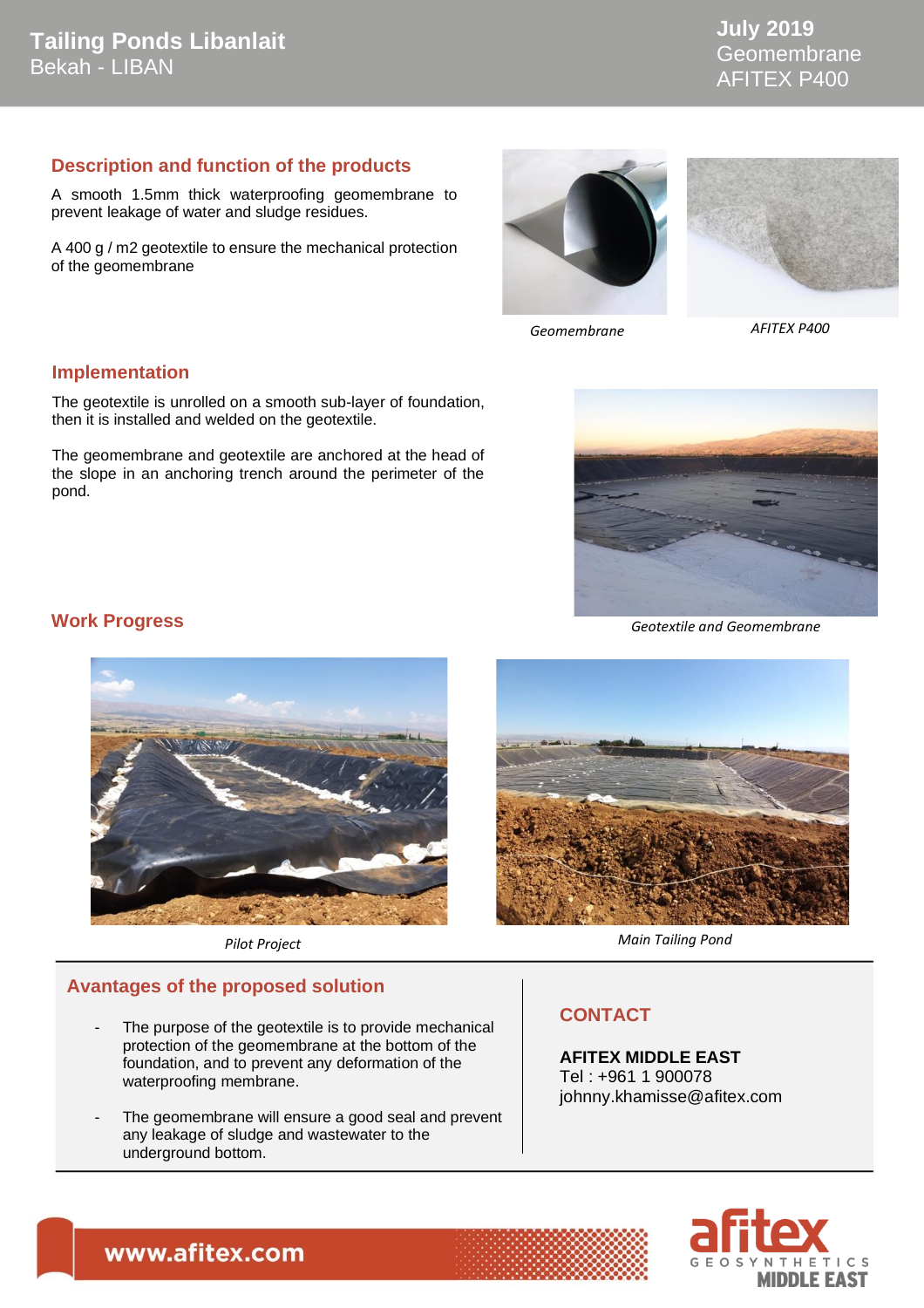# Tailing Ponds Libanlait

Bekah - LIBAN

**July 2019**

Geomembrane

AFITEX P400

## Description and function of the products

A smooth 1.5mm thick waterproofing geomembrane to prevent leakage of water and sludge residues.

A 400 g / m2 geotextile to ensure the mechanical protection of the geomembrane

*Geomembrane*

*AFITEX P400*

## Implementation

The geotextile is unrolled on a smooth sub-layer of foundation, then it is installed and welded on the geotextile.

The geomembrane and geotextile are anchored at the head of the slope in an anchoring trench around the perimeter of the pond.

*Geotextile and Geomembrane*

## Work Progress

*Pilot Project*

*Main Tailing Pond*

## Avantages of the proposed solution

- The purpose of the geotextile is to provide mechanical protection of the geomembrane at the bottom of the foundation, and to prevent any deformation of the waterproofing membrane.
- The geomembrane will ensure a good seal and prevent any leakage of sludge and wastewater to the underground bottom.

## CONTACT

**AFITEX MIDDLE EAST**
Tel : +961 1 900078
johnny.khamisse@afitex.com

www.afitex.com

afitex GEOSYNTHETICS MIDDLE EAST